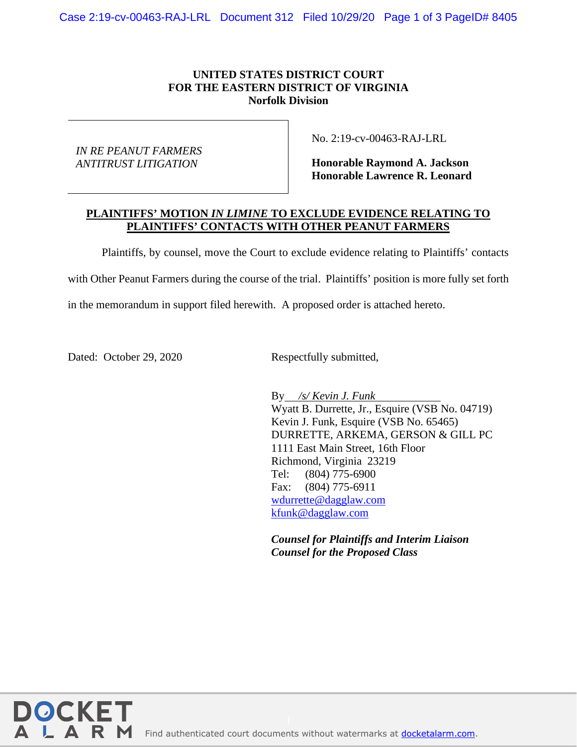**UNITED STATES DISTRICT COURT**
**FOR THE EASTERN DISTRICT OF VIRGINIA**
**Norfolk Division**

| | |
|---|---|
| *IN RE PEANUT FARMERS ANTITRUST LITIGATION* | No. 2:19-cv-00463-RAJ-LRL<br><br>**Honorable Raymond A. Jackson**<br>**Honorable Lawrence R. Leonard** |

**PLAINTIFFS' MOTION *IN LIMINE* TO EXCLUDE EVIDENCE RELATING TO PLAINTIFFS' CONTACTS WITH OTHER PEANUT FARMERS**

Plaintiffs, by counsel, move the Court to exclude evidence relating to Plaintiffs' contacts with Other Peanut Farmers during the course of the trial. Plaintiffs' position is more fully set forth in the memorandum in support filed herewith. A proposed order is attached hereto.

Dated: October 29, 2020

Respectfully submitted,

By */s/ Kevin J. Funk*
Wyatt B. Durrette, Jr., Esquire (VSB No. 04719)
Kevin J. Funk, Esquire (VSB No. 65465)
DURRETTE, ARKEMA, GERSON & GILL PC
1111 East Main Street, 16th Floor
Richmond, Virginia 23219
Tel: (804) 775-6900
Fax: (804) 775-6911
wdurrette@dagglaw.com
kfunk@dagglaw.com

***Counsel for Plaintiffs and Interim Liaison Counsel for the Proposed Class***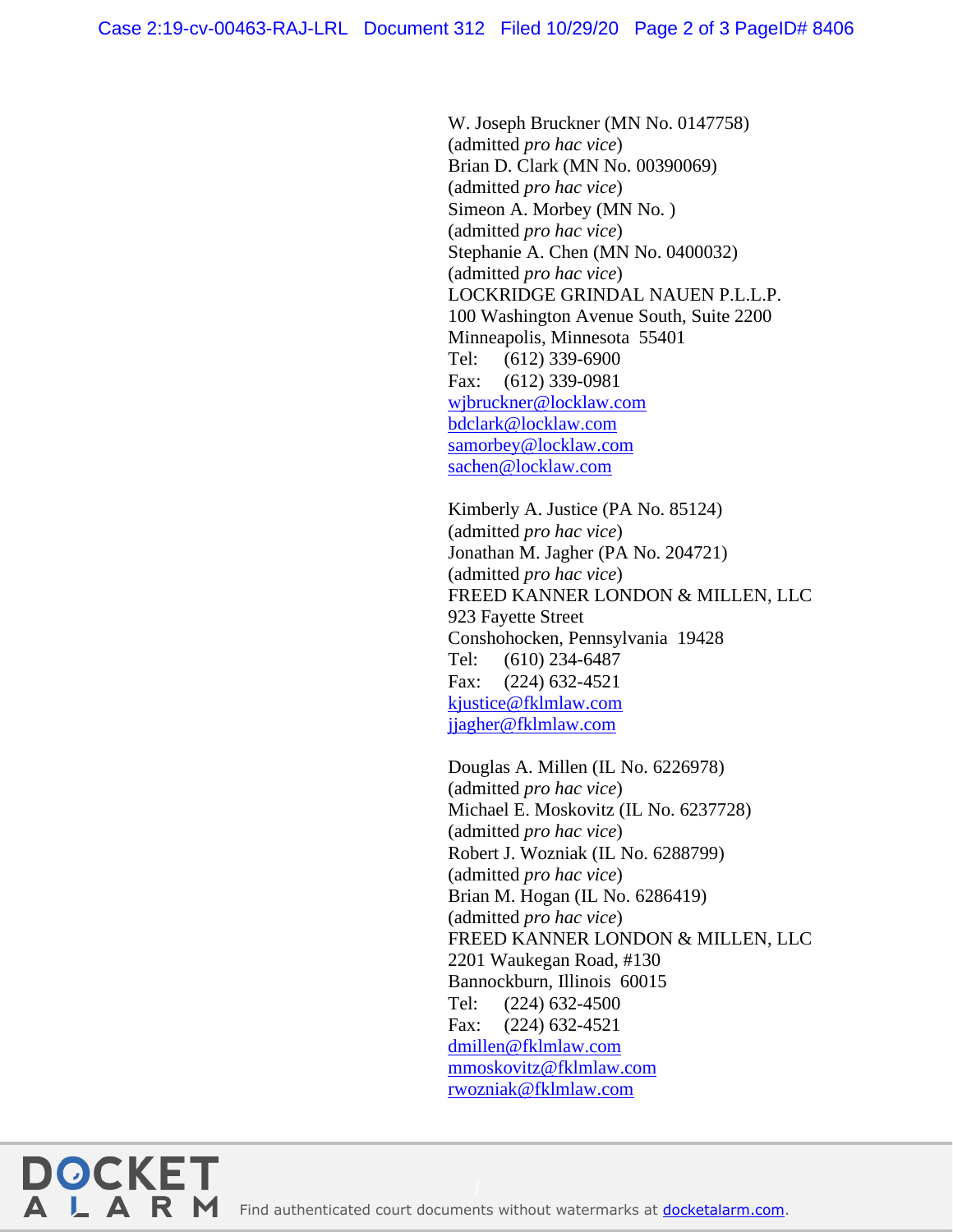W. Joseph Bruckner (MN No. 0147758)
(admitted *pro hac vice*)
Brian D. Clark (MN No. 00390069)
(admitted *pro hac vice*)
Simeon A. Morbey (MN No. )
(admitted *pro hac vice*)
Stephanie A. Chen (MN No. 0400032)
(admitted *pro hac vice*)
LOCKRIDGE GRINDAL NAUEN P.L.L.P.
100 Washington Avenue South, Suite 2200
Minneapolis, Minnesota 55401
Tel: (612) 339-6900
Fax: (612) 339-0981
wjbruckner@locklaw.com
bdclark@locklaw.com
samorbey@locklaw.com
sachen@locklaw.com

Kimberly A. Justice (PA No. 85124)
(admitted *pro hac vice*)
Jonathan M. Jagher (PA No. 204721)
(admitted *pro hac vice*)
FREED KANNER LONDON & MILLEN, LLC
923 Fayette Street
Conshohocken, Pennsylvania 19428
Tel: (610) 234-6487
Fax: (224) 632-4521
kjustice@fklmlaw.com
jjagher@fklmlaw.com

Douglas A. Millen (IL No. 6226978)
(admitted *pro hac vice*)
Michael E. Moskovitz (IL No. 6237728)
(admitted *pro hac vice*)
Robert J. Wozniak (IL No. 6288799)
(admitted *pro hac vice*)
Brian M. Hogan (IL No. 6286419)
(admitted *pro hac vice*)
FREED KANNER LONDON & MILLEN, LLC
2201 Waukegan Road, #130
Bannockburn, Illinois 60015
Tel: (224) 632-4500
Fax: (224) 632-4521
dmillen@fklmlaw.com
mmoskovitz@fklmlaw.com
rwozniak@fklmlaw.com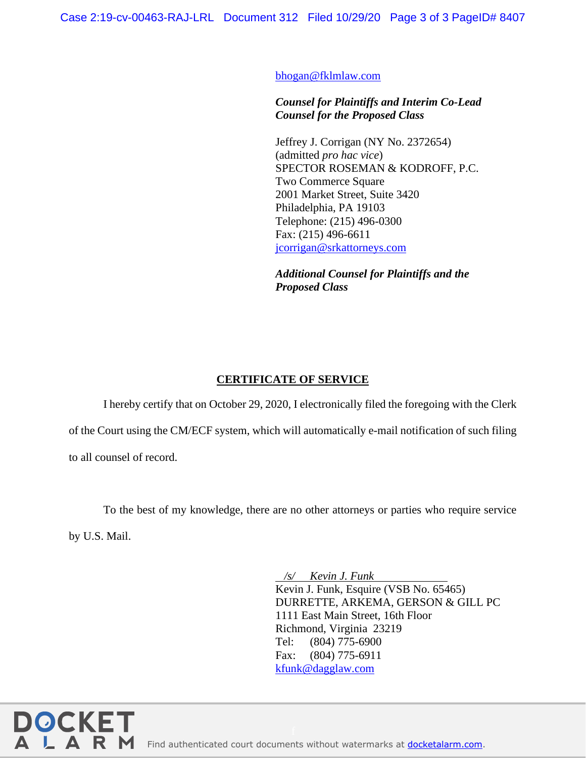bhogan@fklmlaw.com

***Counsel for Plaintiffs and Interim Co-Lead Counsel for the Proposed Class***

Jeffrey J. Corrigan (NY No. 2372654)
(admitted *pro hac vice*)
SPECTOR ROSEMAN & KODROFF, P.C.
Two Commerce Square
2001 Market Street, Suite 3420
Philadelphia, PA 19103
Telephone: (215) 496-0300
Fax: (215) 496-6611
jcorrigan@srkattorneys.com

***Additional Counsel for Plaintiffs and the Proposed Class***

## CERTIFICATE OF SERVICE

I hereby certify that on October 29, 2020, I electronically filed the foregoing with the Clerk of the Court using the CM/ECF system, which will automatically e-mail notification of such filing to all counsel of record.

To the best of my knowledge, there are no other attorneys or parties who require service by U.S. Mail.

*/s/ Kevin J. Funk*
Kevin J. Funk, Esquire (VSB No. 65465)
DURRETTE, ARKEMA, GERSON & GILL PC
1111 East Main Street, 16th Floor
Richmond, Virginia 23219
Tel: (804) 775-6900
Fax: (804) 775-6911
kfunk@dagglaw.com